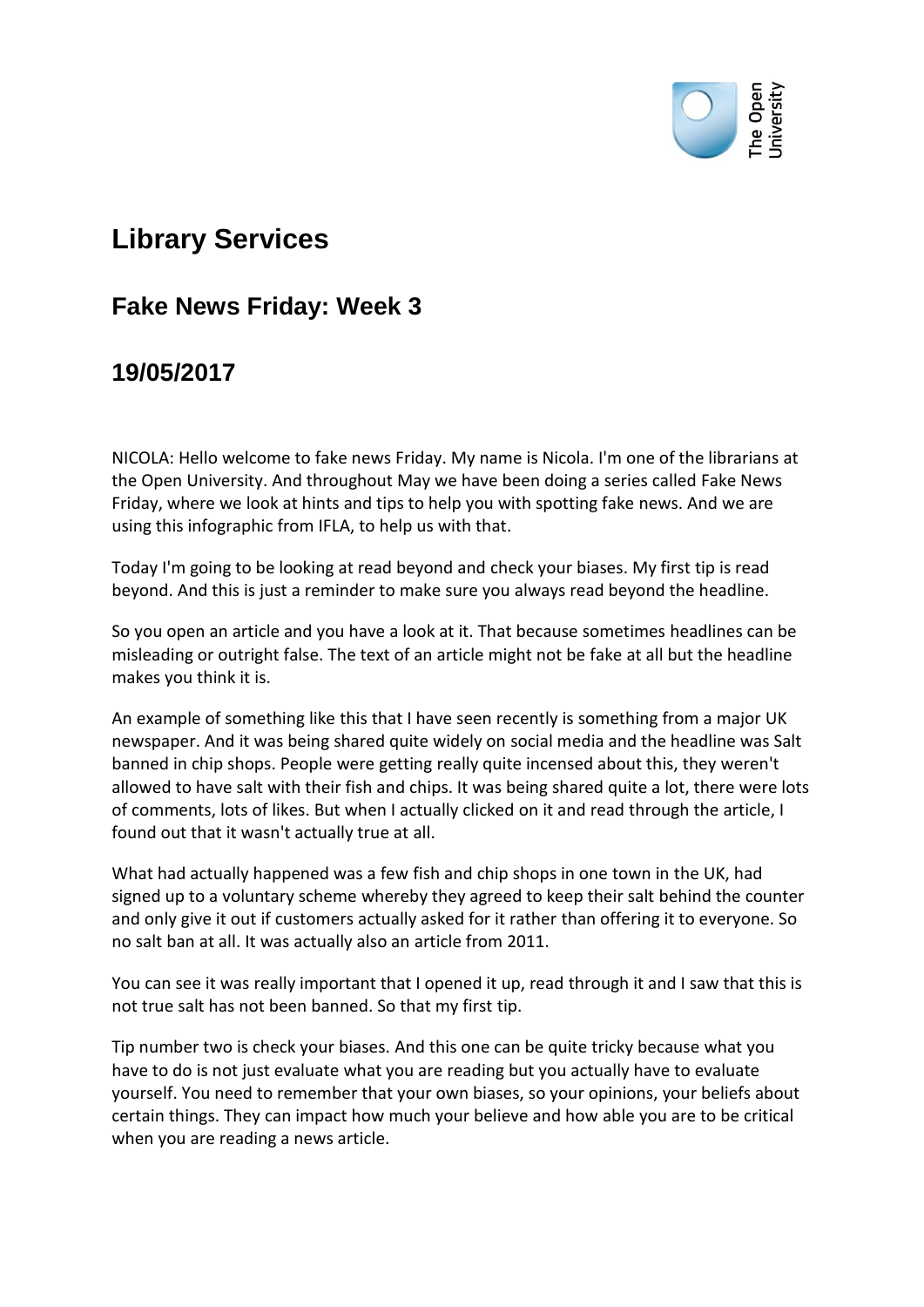# Library Services

## Fake News Friday: Week 3

## 19/05/2017

NICOLA: Hello welcome to fake news Friday. My name is Nicola. I'm one of the librarians at the Open University. And throughout May we have been doing a series called Fake News Friday, where we look at hints and tips to help you with spotting fake news. And we are using this infographic from IFLA, to help us with that.

Today I'm going to be looking at read beyond and check your biases. My first tip is read beyond. And this is just a reminder to make sure you always read beyond the headline.

So you open an article and you have a look at it. That because sometimes headlines can be misleading or outright false. The text of an article might not be fake at all but the headline makes you think it is.

An example of something like this that I have seen recently is something from a major UK newspaper. And it was being shared quite widely on social media and the headline was Salt banned in chip shops. People were getting really quite incensed about this, they weren't allowed to have salt with their fish and chips. It was being shared quite a lot, there were lots of comments, lots of likes. But when I actually clicked on it and read through the article, I found out that it wasn't actually true at all.

What had actually happened was a few fish and chip shops in one town in the UK, had signed up to a voluntary scheme whereby they agreed to keep their salt behind the counter and only give it out if customers actually asked for it rather than offering it to everyone. So no salt ban at all. It was actually also an article from 2011.

You can see it was really important that I opened it up, read through it and I saw that this is not true salt has not been banned. So that my first tip.

Tip number two is check your biases. And this one can be quite tricky because what you have to do is not just evaluate what you are reading but you actually have to evaluate yourself. You need to remember that your own biases, so your opinions, your beliefs about certain things. They can impact how much your believe and how able you are to be critical when you are reading a news article.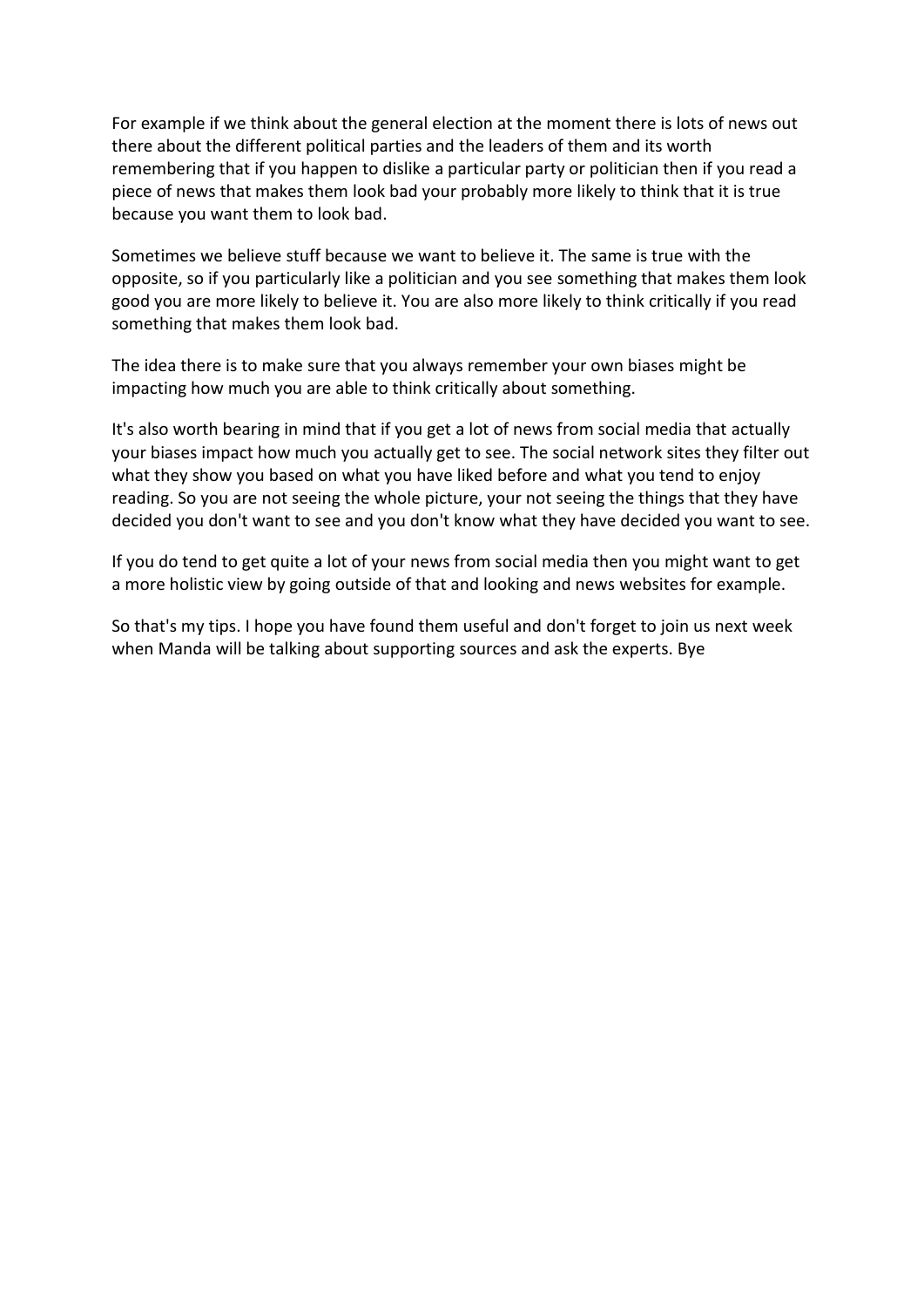For example if we think about the general election at the moment there is lots of news out there about the different political parties and the leaders of them and its worth remembering that if you happen to dislike a particular party or politician then if you read a piece of news that makes them look bad your probably more likely to think that it is true because you want them to look bad.

Sometimes we believe stuff because we want to believe it. The same is true with the opposite, so if you particularly like a politician and you see something that makes them look good you are more likely to believe it. You are also more likely to think critically if you read something that makes them look bad.

The idea there is to make sure that you always remember your own biases might be impacting how much you are able to think critically about something.

It's also worth bearing in mind that if you get a lot of news from social media that actually your biases impact how much you actually get to see. The social network sites they filter out what they show you based on what you have liked before and what you tend to enjoy reading. So you are not seeing the whole picture, your not seeing the things that they have decided you don't want to see and you don't know what they have decided you want to see.

If you do tend to get quite a lot of your news from social media then you might want to get a more holistic view by going outside of that and looking and news websites for example.

So that's my tips. I hope you have found them useful and don't forget to join us next week when Manda will be talking about supporting sources and ask the experts. Bye